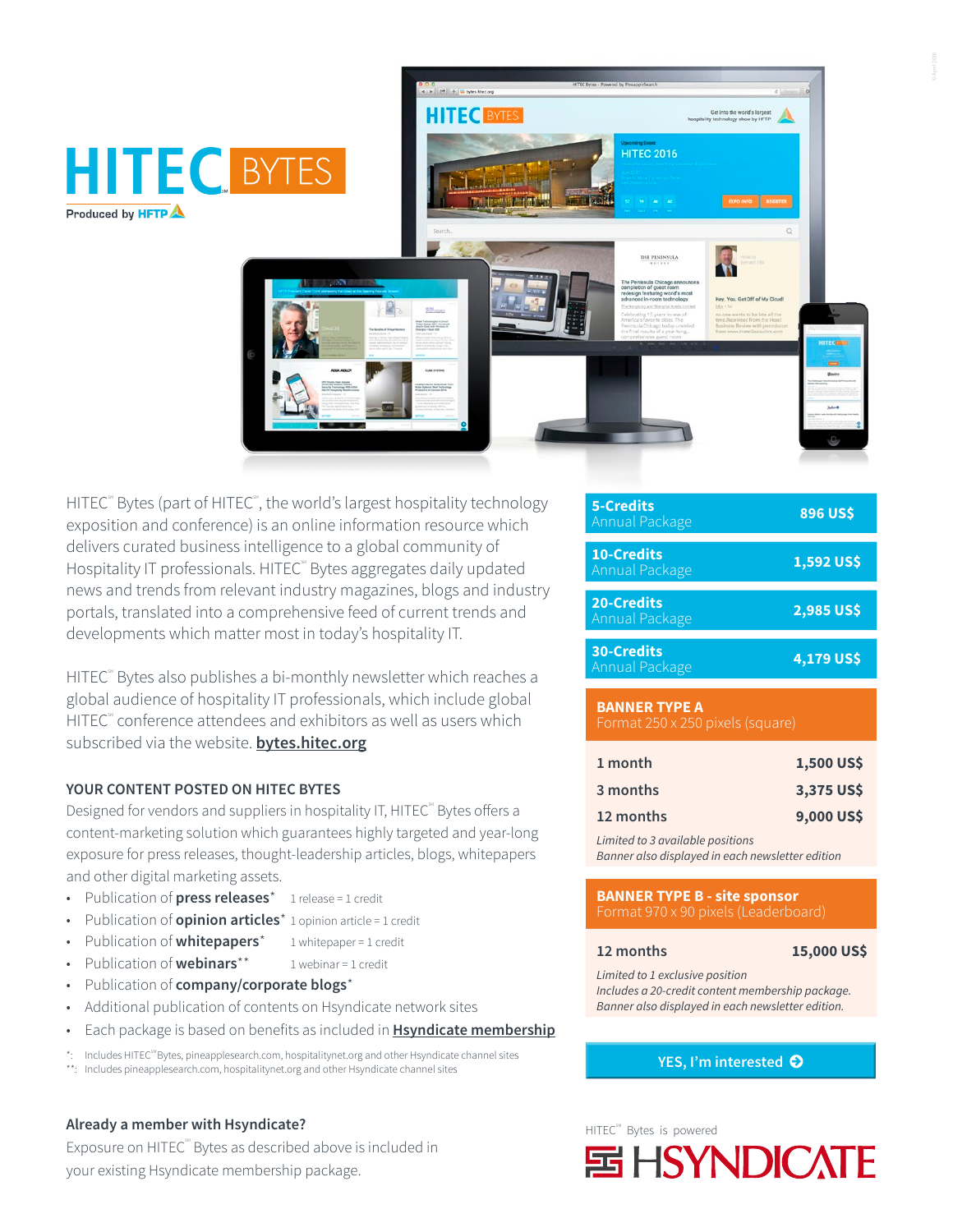# HITEC BYTES

Produced by HFTP

HITEC℠ Bytes (part of HITEC℠, the world's largest hospitality technology exposition and conference) is an online information resource which delivers curated business intelligence to a global community of Hospitality IT professionals. HITEC℠ Bytes aggregates daily updated news and trends from relevant industry magazines, blogs and industry portals, translated into a comprehensive feed of current trends and developments which matter most in today's hospitality IT.

HITEC℠ Bytes also publishes a bi-monthly newsletter which reaches a global audience of hospitality IT professionals, which include global HITEC℠ conference attendees and exhibitors as well as users which subscribed via the website. **bytes.hitec.org**

## YOUR CONTENT POSTED ON HITEC BYTES

Designed for vendors and suppliers in hospitality IT, HITEC℠ Bytes offers a content-marketing solution which guarantees highly targeted and year-long exposure for press releases, thought-leadership articles, blogs, whitepapers and other digital marketing assets.

- Publication of **press releases***  1 release = 1 credit
- Publication of **opinion articles***  1 opinion article = 1 credit
- Publication of **whitepapers***  1 whitepaper = 1 credit
- Publication of **webinars****  1 webinar = 1 credit
- Publication of **company/corporate blogs***
- Additional publication of contents on Hsyndicate network sites
- Each package is based on benefits as included in **Hsyndicate membership**

*: Includes HITEC℠ Bytes, pineapplesearch.com, hospitalitynet.org and other Hsyndicate channel sites
**: Includes pineapplesearch.com, hospitalitynet.org and other Hsyndicate channel sites

### Already a member with Hsyndicate?

Exposure on HITEC℠ Bytes as described above is included in your existing Hsyndicate membership package.

| Package | Price |
|---|---|
| **5-Credits** Annual Package | 896 US$ |
| **10-Credits** Annual Package | 1,592 US$ |
| **20-Credits** Annual Package | 2,985 US$ |
| **30-Credits** Annual Package | 4,179 US$ |

### BANNER TYPE A
Format 250 x 250 pixels (square)

| Duration | Price |
|---|---|
| 1 month | 1,500 US$ |
| 3 months | 3,375 US$ |
| 12 months | 9,000 US$ |

*Limited to 3 available positions*
*Banner also displayed in each newsletter edition*

### BANNER TYPE B - site sponsor
Format 970 x 90 pixels (Leaderboard)

| Duration | Price |
|---|---|
| 12 months | 15,000 US$ |

*Limited to 1 exclusive position*
*Includes a 20-credit content membership package.*
*Banner also displayed in each newsletter edition.*

**YES, I'm interested**

HITEC℠ Bytes is powered

HSYNDICATE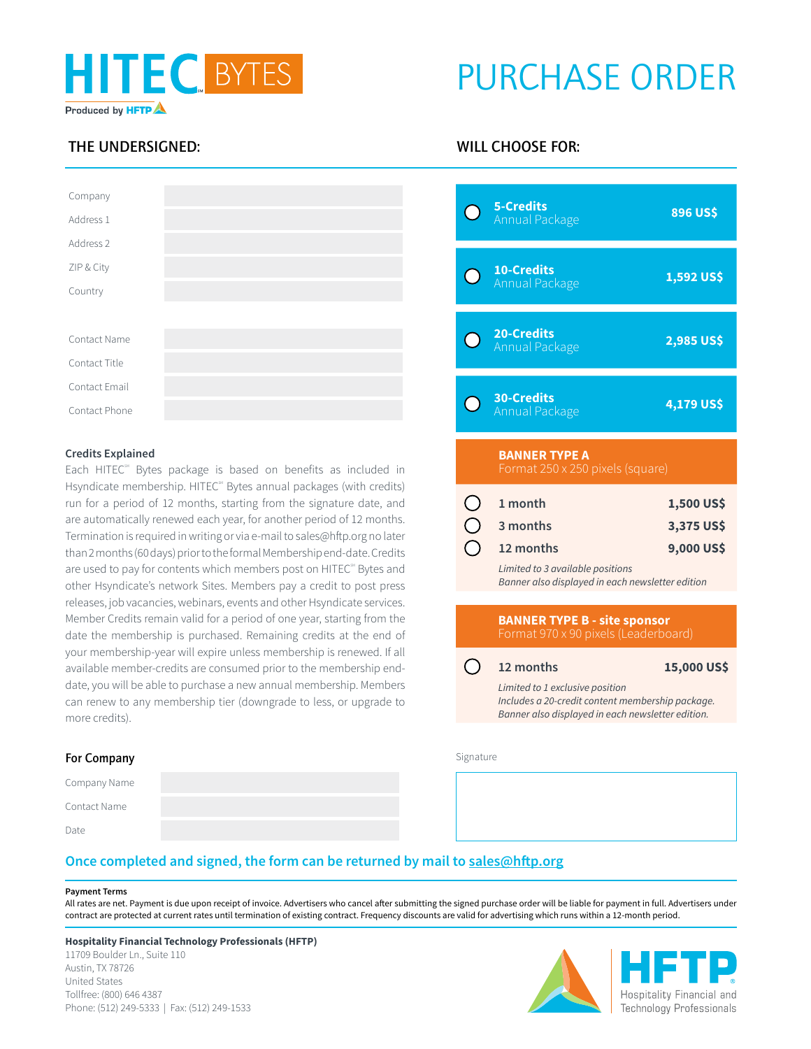# HITEC BYTES

Produced by HFTP

# PURCHASE ORDER

## THE UNDERSIGNED:

| | |
|---|---|
| Company | |
| Address 1 | |
| Address 2 | |
| ZIP & City | |
| Country | |
| | |
| Contact Name | |
| Contact Title | |
| Contact Email | |
| Contact Phone | |

### Credits Explained

Each HITEC℠ Bytes package is based on benefits as included in Hsyndicate membership. HITEC℠ Bytes annual packages (with credits) run for a period of 12 months, starting from the signature date, and are automatically renewed each year, for another period of 12 months. Termination is required in writing or via e-mail to sales@hftp.org no later than 2 months (60 days) prior to the formal Membership end-date. Credits are used to pay for contents which members post on HITEC℠ Bytes and other Hsyndicate's network Sites. Members pay a credit to post press releases, job vacancies, webinars, events and other Hsyndicate services. Member Credits remain valid for a period of one year, starting from the date the membership is purchased. Remaining credits at the end of your membership-year will expire unless membership is renewed. If all available member-credits are consumed prior to the membership end-date, you will be able to purchase a new annual membership. Members can renew to any membership tier (downgrade to less, or upgrade to more credits).

## WILL CHOOSE FOR:

- ○ **5-Credits** Annual Package — **896 US$**
- ○ **10-Credits** Annual Package — **1,592 US$**
- ○ **20-Credits** Annual Package — **2,985 US$**
- ○ **30-Credits** Annual Package — **4,179 US$**

**BANNER TYPE A**
Format 250 x 250 pixels (square)

- ○ 1 month — **1,500 US$**
- ○ 3 months — **3,375 US$**
- ○ 12 months — **9,000 US$**

*Limited to 3 available positions*
*Banner also displayed in each newsletter edition*

**BANNER TYPE B - site sponsor**
Format 970 x 90 pixels (Leaderboard)

- ○ 12 months — **15,000 US$**

*Limited to 1 exclusive position*
*Includes a 20-credit content membership package.*
*Banner also displayed in each newsletter edition.*

### For Company

| | |
|---|---|
| Company Name | |
| Contact Name | |
| Date | |

Signature

**Once completed and signed, the form can be returned by mail to sales@hftp.org**

**Payment Terms**
All rates are net. Payment is due upon receipt of invoice. Advertisers who cancel after submitting the signed purchase order will be liable for payment in full. Advertisers under contract are protected at current rates until termination of existing contract. Frequency discounts are valid for advertising which runs within a 12-month period.

**Hospitality Financial Technology Professionals (HFTP)**
11709 Boulder Ln., Suite 110
Austin, TX 78726
United States
Tollfree: (800) 646 4387
Phone: (512) 249-5333 | Fax: (512) 249-1533

HFTP Hospitality Financial and Technology Professionals